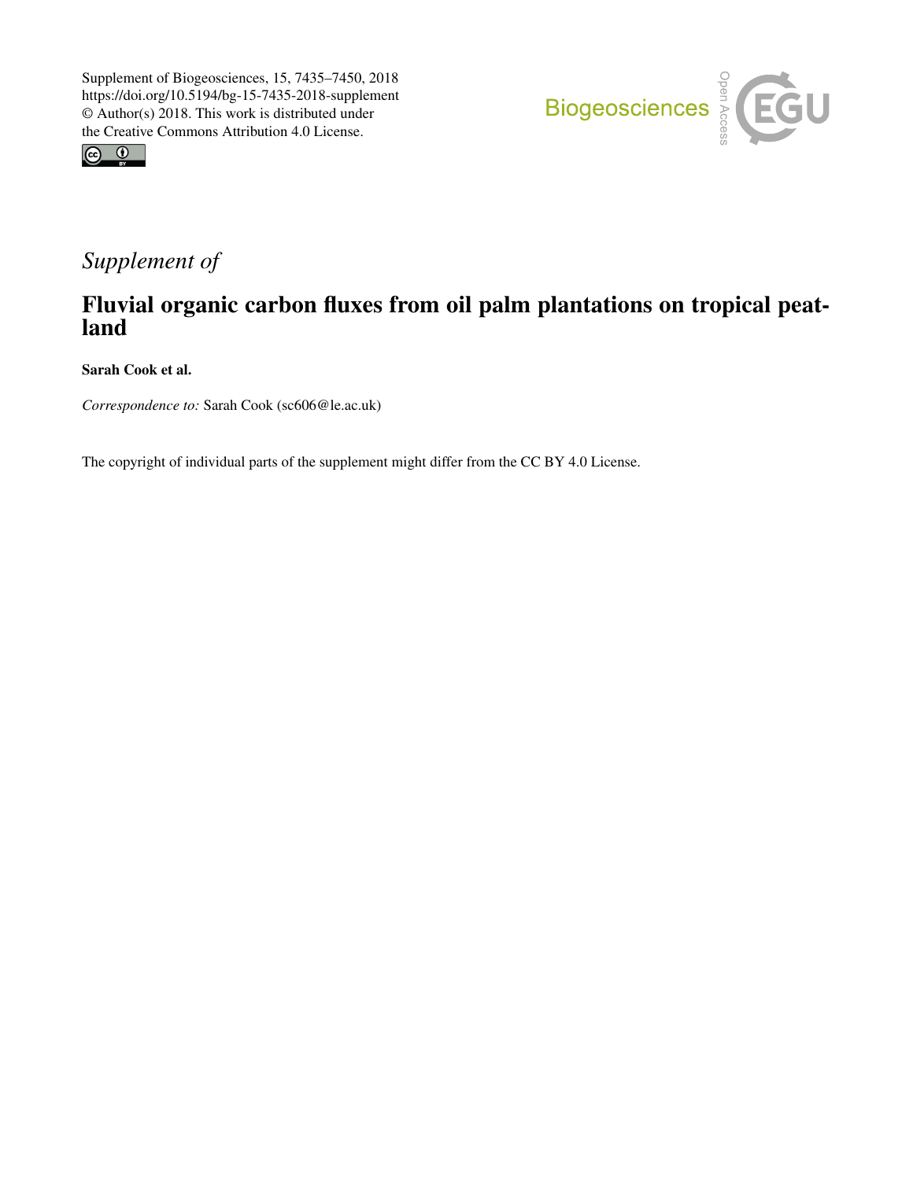Supplement of Biogeosciences, 15, 7435–7450, 2018
https://doi.org/10.5194/bg-15-7435-2018-supplement
© Author(s) 2018. This work is distributed under
the Creative Commons Attribution 4.0 License.

*Supplement of*

# Fluvial organic carbon fluxes from oil palm plantations on tropical peatland

**Sarah Cook et al.**

*Correspondence to:* Sarah Cook (sc606@le.ac.uk)

The copyright of individual parts of the supplement might differ from the CC BY 4.0 License.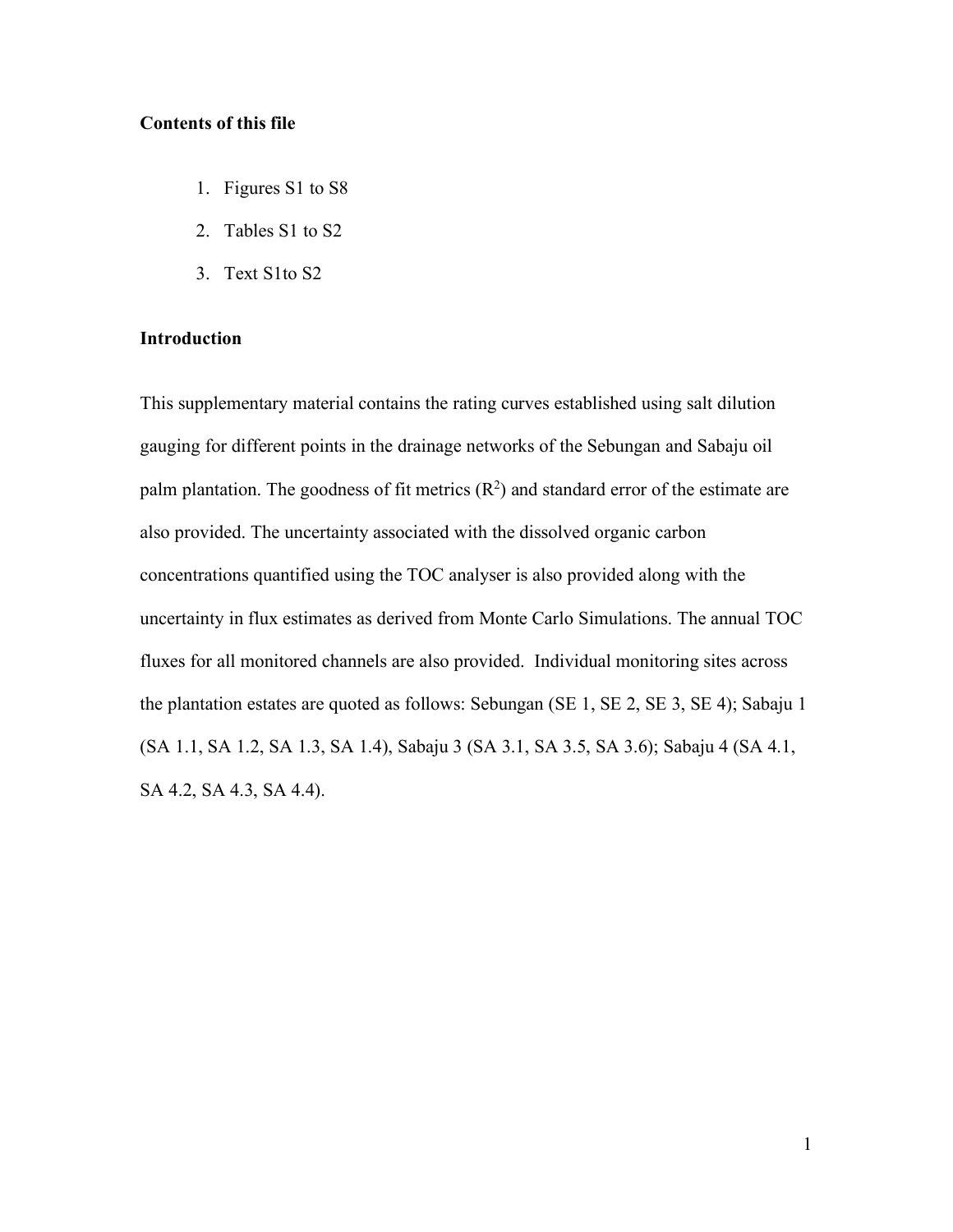**Contents of this file**

1. Figures S1 to S8
2. Tables S1 to S2
3. Text S1to S2

**Introduction**

This supplementary material contains the rating curves established using salt dilution gauging for different points in the drainage networks of the Sebungan and Sabaju oil palm plantation. The goodness of fit metrics ($R^2$) and standard error of the estimate are also provided. The uncertainty associated with the dissolved organic carbon concentrations quantified using the TOC analyser is also provided along with the uncertainty in flux estimates as derived from Monte Carlo Simulations. The annual TOC fluxes for all monitored channels are also provided. Individual monitoring sites across the plantation estates are quoted as follows: Sebungan (SE 1, SE 2, SE 3, SE 4); Sabaju 1 (SA 1.1, SA 1.2, SA 1.3, SA 1.4), Sabaju 3 (SA 3.1, SA 3.5, SA 3.6); Sabaju 4 (SA 4.1, SA 4.2, SA 4.3, SA 4.4).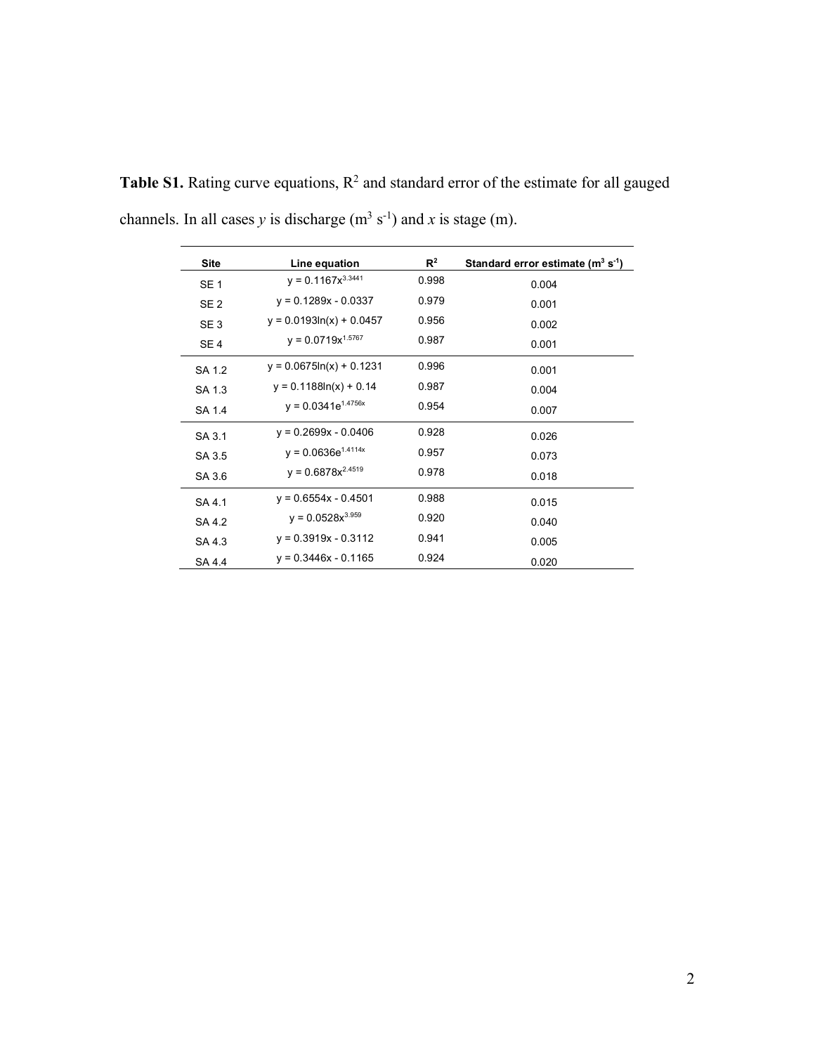**Table S1.** Rating curve equations, $R^2$ and standard error of the estimate for all gauged channels. In all cases *y* is discharge ($m^3 s^{-1}$) and *x* is stage (m).

| Site | Line equation | $R^2$ | Standard error estimate ($m^3 s^{-1}$) |
|---|---|---|---|
| SE 1 | $y = 0.1167x^{3.3441}$ | 0.998 | 0.004 |
| SE 2 | $y = 0.1289x - 0.0337$ | 0.979 | 0.001 |
| SE 3 | $y = 0.0193\ln(x) + 0.0457$ | 0.956 | 0.002 |
| SE 4 | $y = 0.0719x^{1.5767}$ | 0.987 | 0.001 |
| SA 1.2 | $y = 0.0675\ln(x) + 0.1231$ | 0.996 | 0.001 |
| SA 1.3 | $y = 0.1188\ln(x) + 0.14$ | 0.987 | 0.004 |
| SA 1.4 | $y = 0.0341e^{1.4756x}$ | 0.954 | 0.007 |
| SA 3.1 | $y = 0.2699x - 0.0406$ | 0.928 | 0.026 |
| SA 3.5 | $y = 0.0636e^{1.4114x}$ | 0.957 | 0.073 |
| SA 3.6 | $y = 0.6878x^{2.4519}$ | 0.978 | 0.018 |
| SA 4.1 | $y = 0.6554x - 0.4501$ | 0.988 | 0.015 |
| SA 4.2 | $y = 0.0528x^{3.959}$ | 0.920 | 0.040 |
| SA 4.3 | $y = 0.3919x - 0.3112$ | 0.941 | 0.005 |
| SA 4.4 | $y = 0.3446x - 0.1165$ | 0.924 | 0.020 |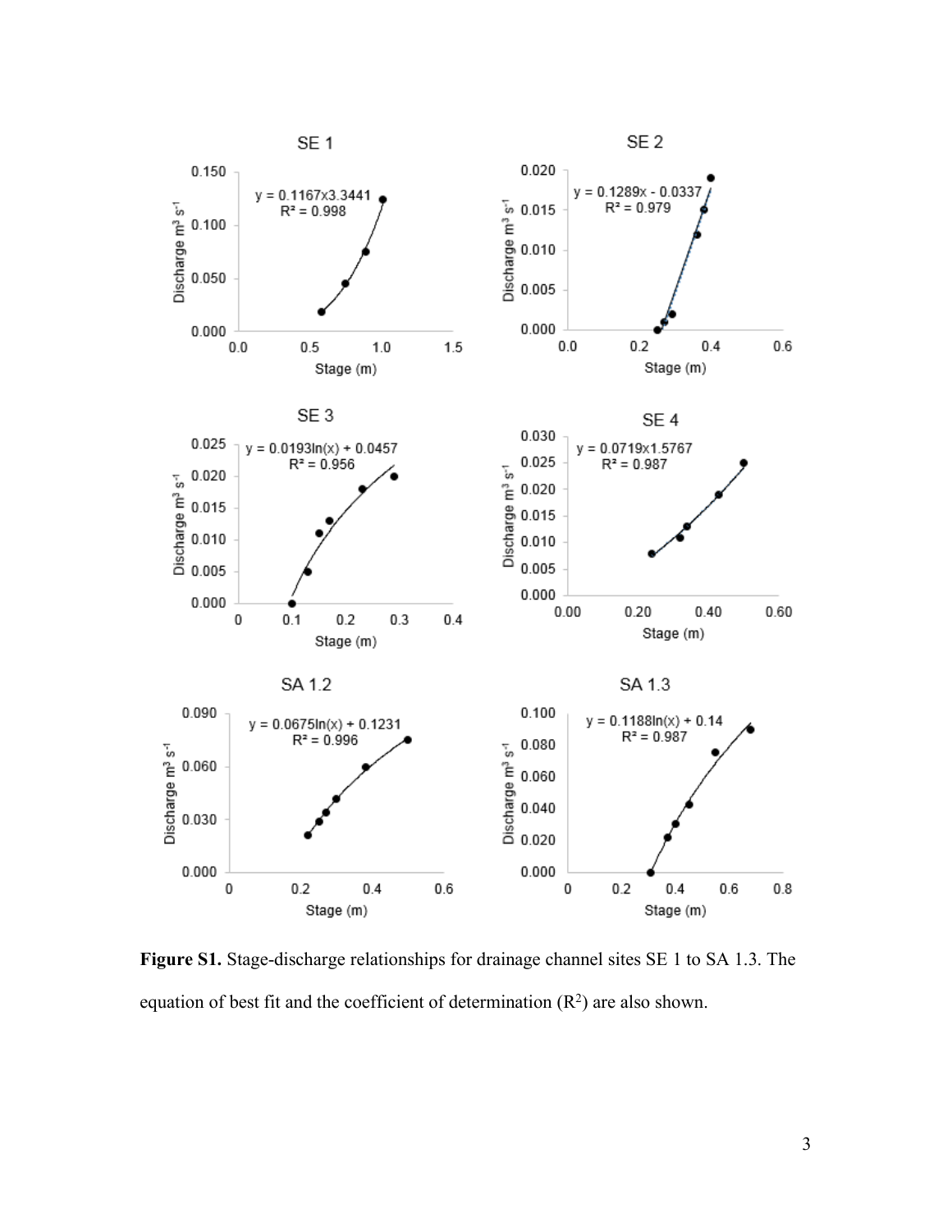**Figure S1.** Stage-discharge relationships for drainage channel sites SE 1 to SA 1.3. The equation of best fit and the coefficient of determination ($R^2$) are also shown.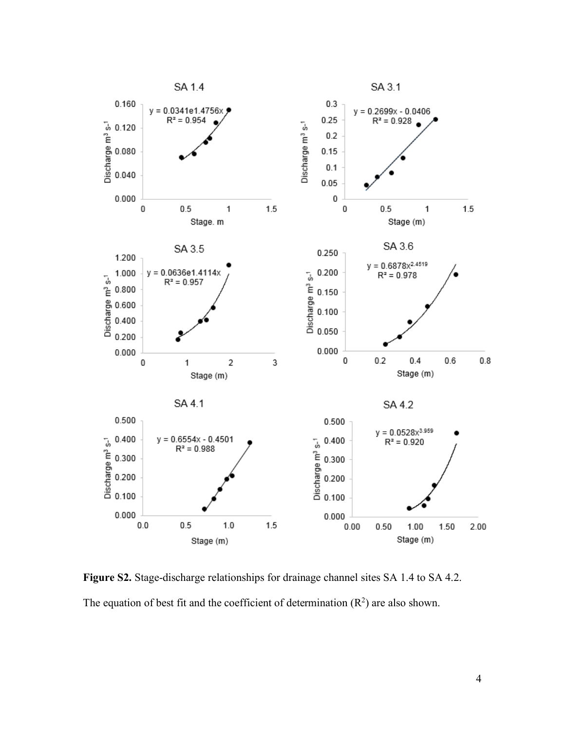**Figure S2.** Stage-discharge relationships for drainage channel sites SA 1.4 to SA 4.2. The equation of best fit and the coefficient of determination ($R^2$) are also shown.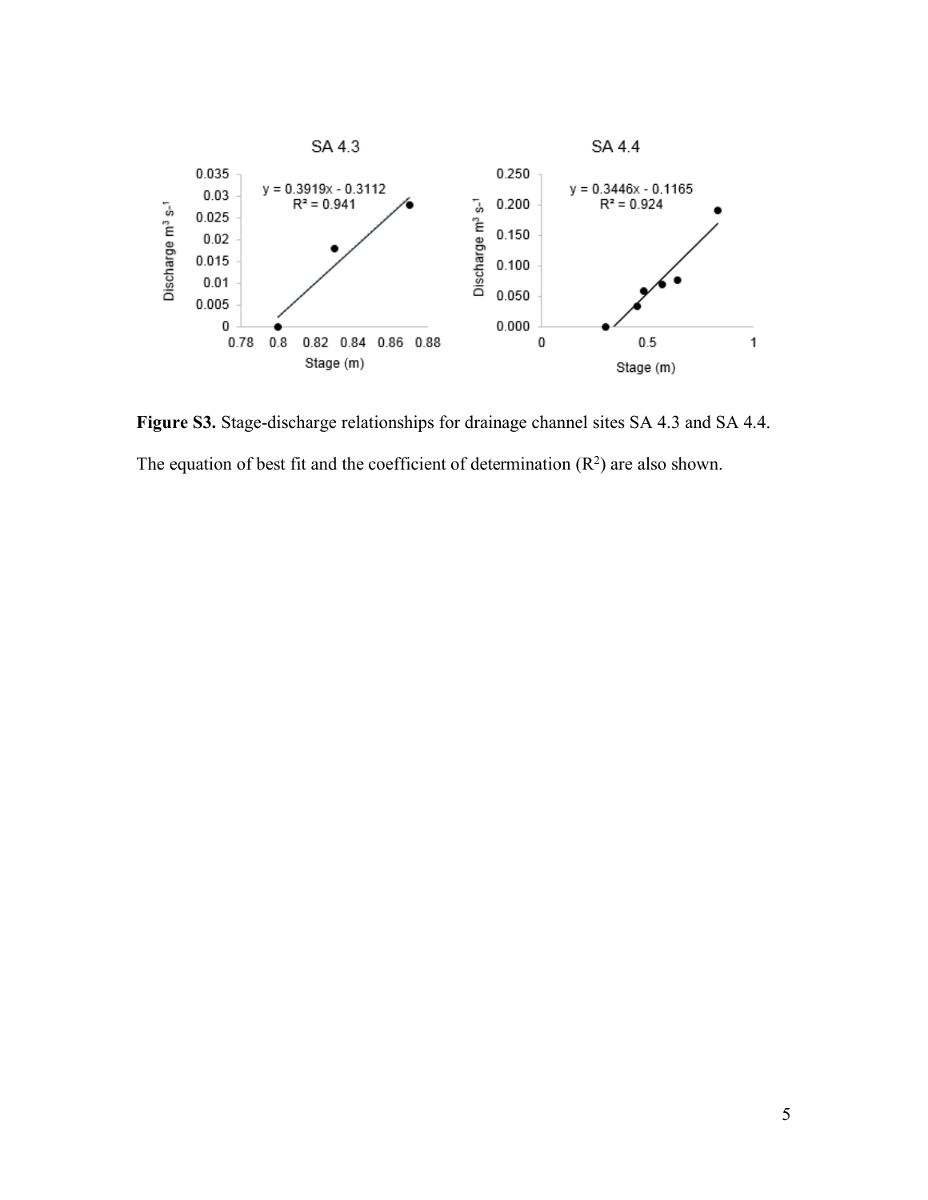**Figure S3.** Stage-discharge relationships for drainage channel sites SA 4.3 and SA 4.4. The equation of best fit and the coefficient of determination ($R^2$) are also shown.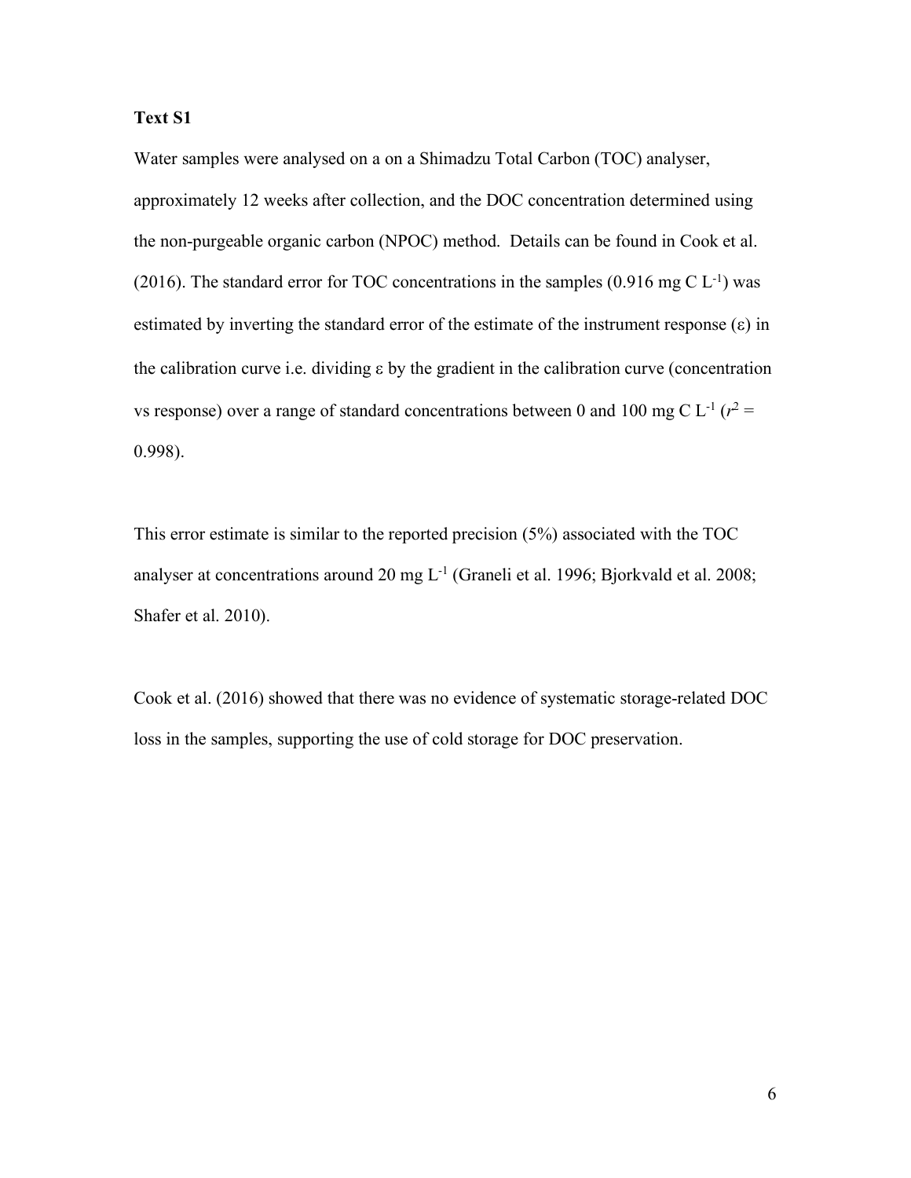**Text S1**

Water samples were analysed on a on a Shimadzu Total Carbon (TOC) analyser, approximately 12 weeks after collection, and the DOC concentration determined using the non-purgeable organic carbon (NPOC) method. Details can be found in Cook et al. (2016). The standard error for TOC concentrations in the samples (0.916 mg C $L^{-1}$) was estimated by inverting the standard error of the estimate of the instrument response ($\varepsilon$) in the calibration curve i.e. dividing $\varepsilon$ by the gradient in the calibration curve (concentration vs response) over a range of standard concentrations between 0 and 100 mg C $L^{-1}$ ($r^2$ = 0.998).

This error estimate is similar to the reported precision (5%) associated with the TOC analyser at concentrations around 20 mg $L^{-1}$ (Graneli et al. 1996; Bjorkvald et al. 2008; Shafer et al. 2010).

Cook et al. (2016) showed that there was no evidence of systematic storage-related DOC loss in the samples, supporting the use of cold storage for DOC preservation.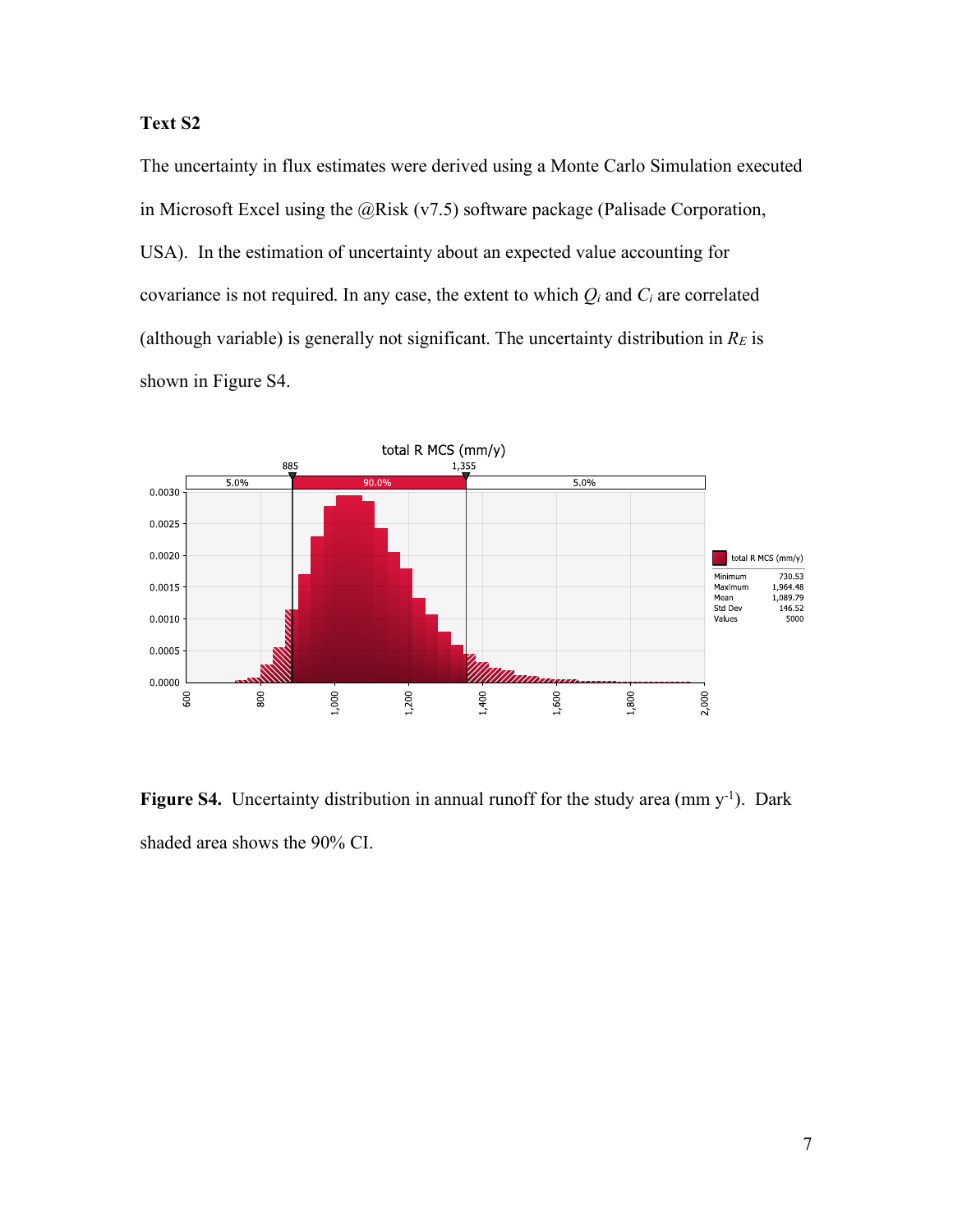**Text S2**

The uncertainty in flux estimates were derived using a Monte Carlo Simulation executed in Microsoft Excel using the @Risk (v7.5) software package (Palisade Corporation, USA). In the estimation of uncertainty about an expected value accounting for covariance is not required. In any case, the extent to which $Q_i$ and $C_i$ are correlated (although variable) is generally not significant. The uncertainty distribution in $R_E$ is shown in Figure S4.

**Figure S4.** Uncertainty distribution in annual runoff for the study area (mm $y^{-1}$). Dark shaded area shows the 90% CI.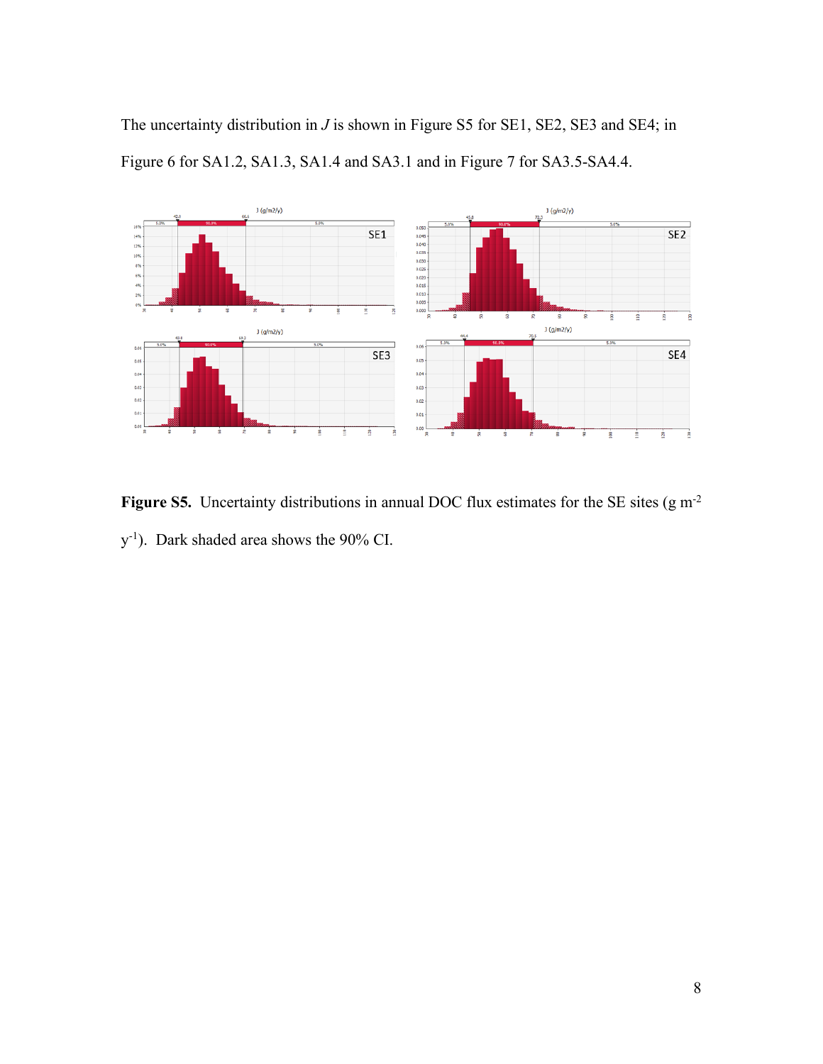The uncertainty distribution in *J* is shown in Figure S5 for SE1, SE2, SE3 and SE4; in Figure 6 for SA1.2, SA1.3, SA1.4 and SA3.1 and in Figure 7 for SA3.5-SA4.4.

**Figure S5.** Uncertainty distributions in annual DOC flux estimates for the SE sites (g $m^{-2}$ $y^{-1}$). Dark shaded area shows the 90% CI.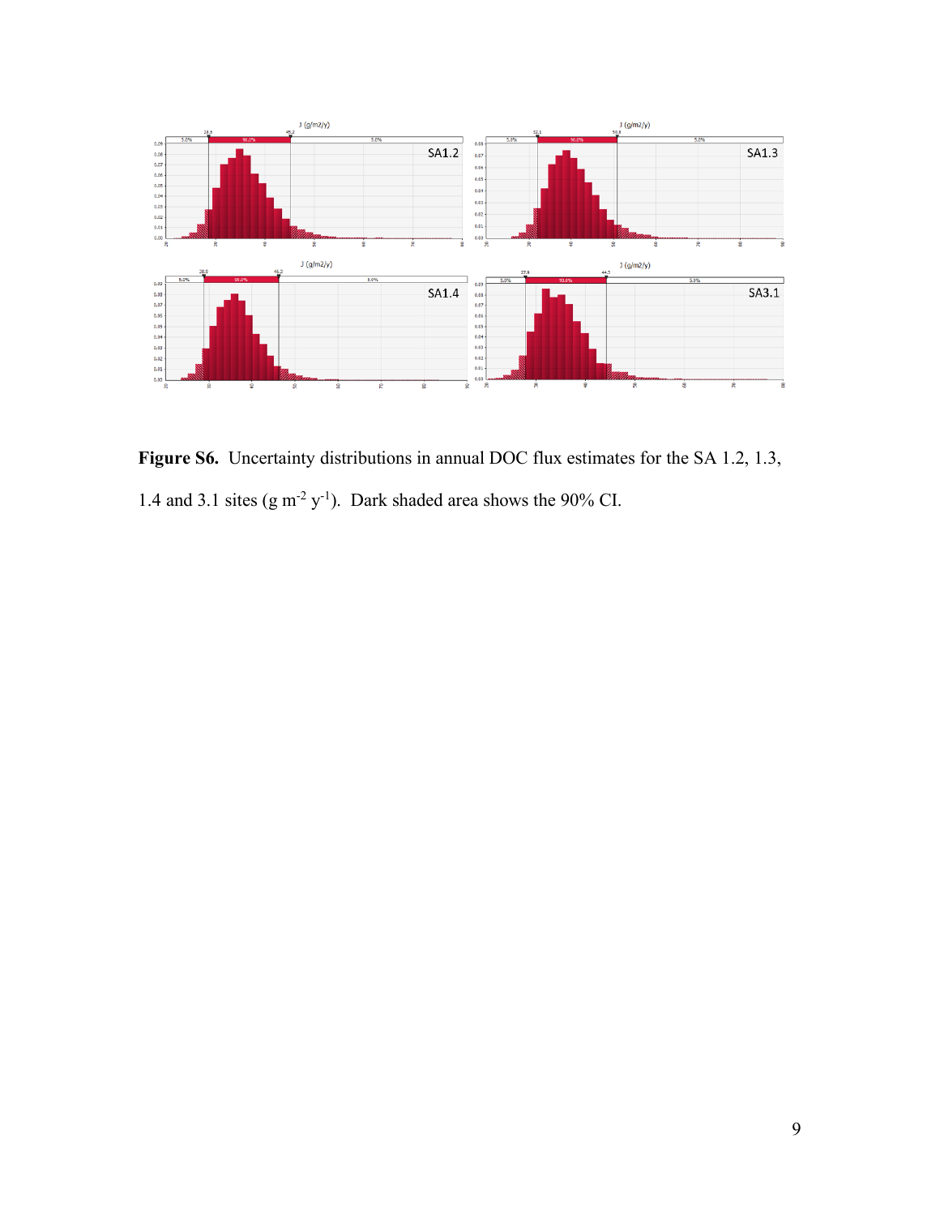**Figure S6.** Uncertainty distributions in annual DOC flux estimates for the SA 1.2, 1.3, 1.4 and 3.1 sites (g $m^{-2}$ $y^{-1}$). Dark shaded area shows the 90% CI.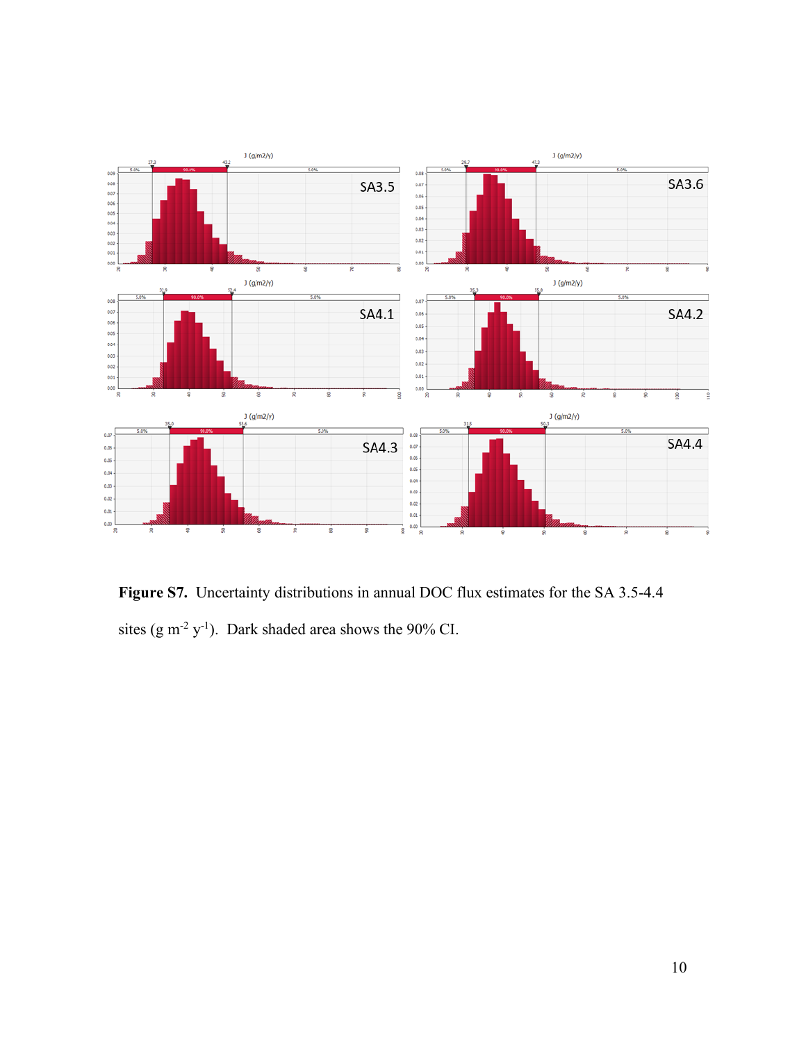**Figure S7.** Uncertainty distributions in annual DOC flux estimates for the SA 3.5-4.4 sites (g $m^{-2}$ $y^{-1}$). Dark shaded area shows the 90% CI.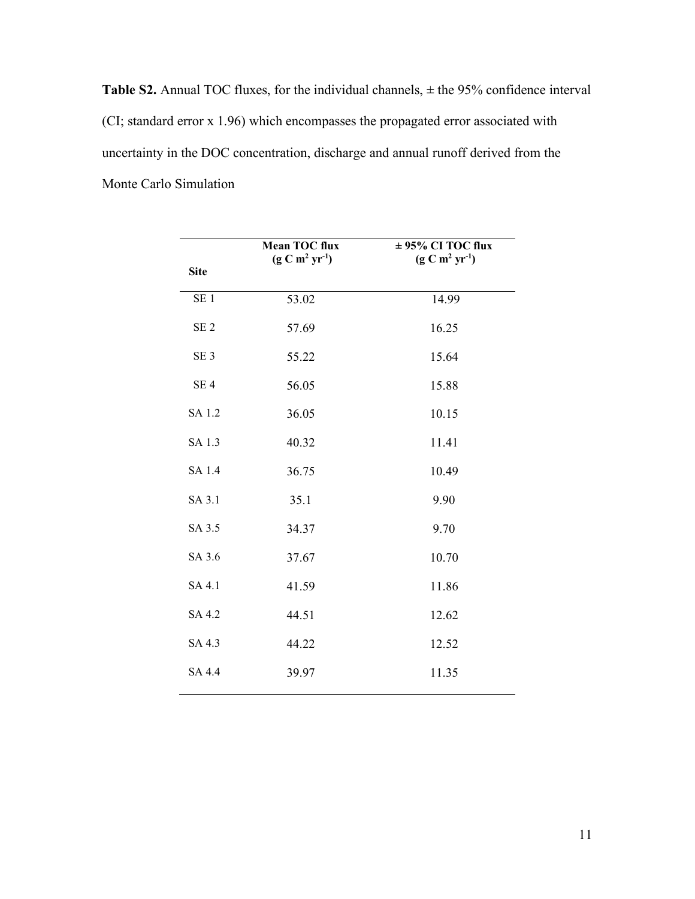**Table S2.** Annual TOC fluxes, for the individual channels, ± the 95% confidence interval (CI; standard error x 1.96) which encompasses the propagated error associated with uncertainty in the DOC concentration, discharge and annual runoff derived from the Monte Carlo Simulation

| Site | Mean TOC flux (g C $m^2$ $yr^{-1}$) | ± 95% CI TOC flux (g C $m^2$ $yr^{-1}$) |
|---|---|---|
| SE 1 | 53.02 | 14.99 |
| SE 2 | 57.69 | 16.25 |
| SE 3 | 55.22 | 15.64 |
| SE 4 | 56.05 | 15.88 |
| SA 1.2 | 36.05 | 10.15 |
| SA 1.3 | 40.32 | 11.41 |
| SA 1.4 | 36.75 | 10.49 |
| SA 3.1 | 35.1 | 9.90 |
| SA 3.5 | 34.37 | 9.70 |
| SA 3.6 | 37.67 | 10.70 |
| SA 4.1 | 41.59 | 11.86 |
| SA 4.2 | 44.51 | 12.62 |
| SA 4.3 | 44.22 | 12.52 |
| SA 4.4 | 39.97 | 11.35 |